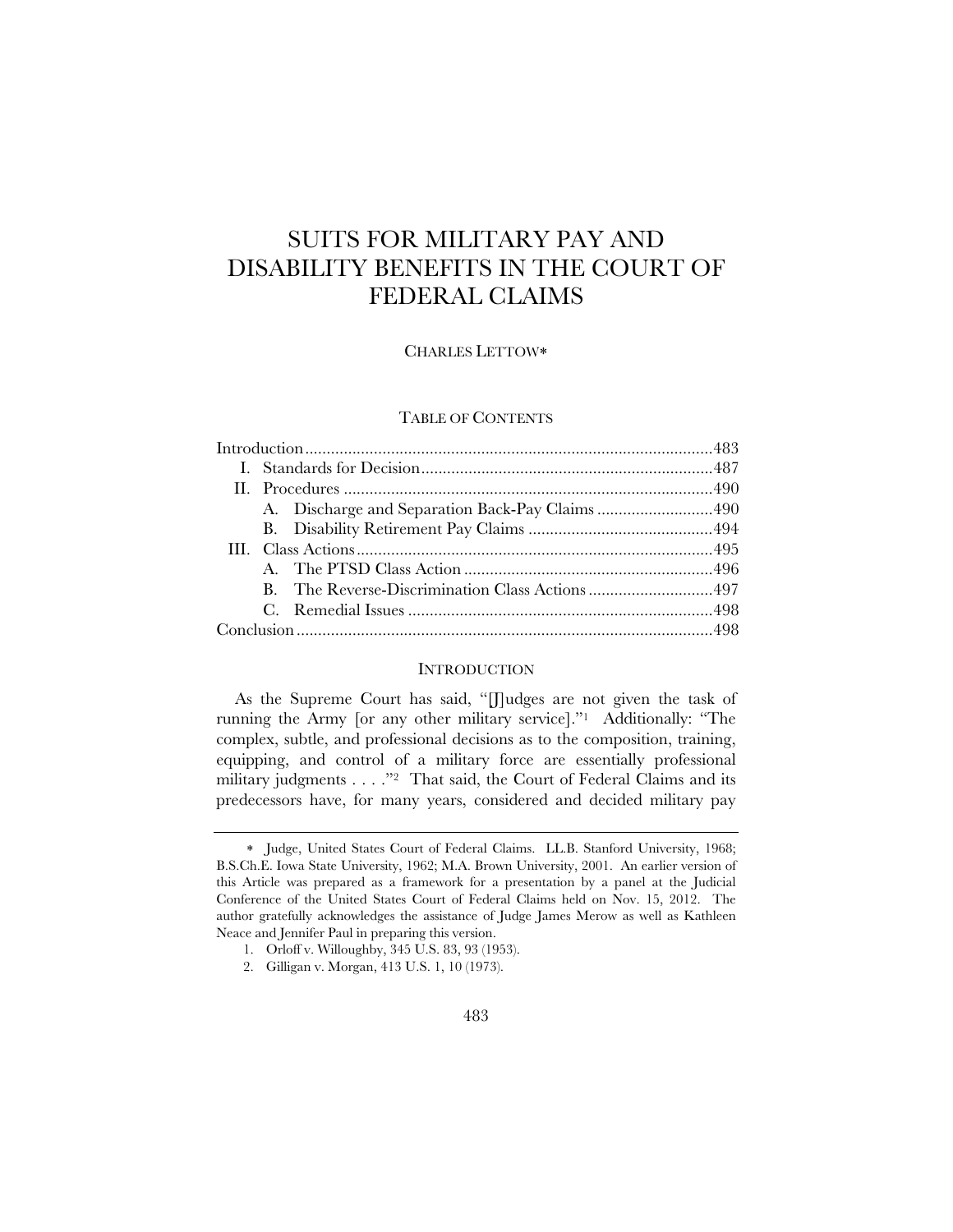# SUITS FOR MILITARY PAY AND DISABILITY BENEFITS IN THE COURT OF FEDERAL CLAIMS

CHARLES LETTOW*

TABLE OF CONTENTS

| | |
|---|---|
| Introduction | 483 |
| I. Standards for Decision | 487 |
| II. Procedures | 490 |
| A. Discharge and Separation Back-Pay Claims | 490 |
| B. Disability Retirement Pay Claims | 494 |
| III. Class Actions | 495 |
| A. The PTSD Class Action | 496 |
| B. The Reverse-Discrimination Class Actions | 497 |
| C. Remedial Issues | 498 |
| Conclusion | 498 |

## INTRODUCTION

As the Supreme Court has said, "[J]udges are not given the task of running the Army [or any other military service]."[1] Additionally: "The complex, subtle, and professional decisions as to the composition, training, equipping, and control of a military force are essentially professional military judgments . . . ."[2] That said, the Court of Federal Claims and its predecessors have, for many years, considered and decided military pay

---

* Judge, United States Court of Federal Claims. LL.B. Stanford University, 1968; B.S.Ch.E. Iowa State University, 1962; M.A. Brown University, 2001. An earlier version of this Article was prepared as a framework for a presentation by a panel at the Judicial Conference of the United States Court of Federal Claims held on Nov. 15, 2012. The author gratefully acknowledges the assistance of Judge James Merow as well as Kathleen Neace and Jennifer Paul in preparing this version.

1. Orloff v. Willoughby, 345 U.S. 83, 93 (1953).

2. Gilligan v. Morgan, 413 U.S. 1, 10 (1973).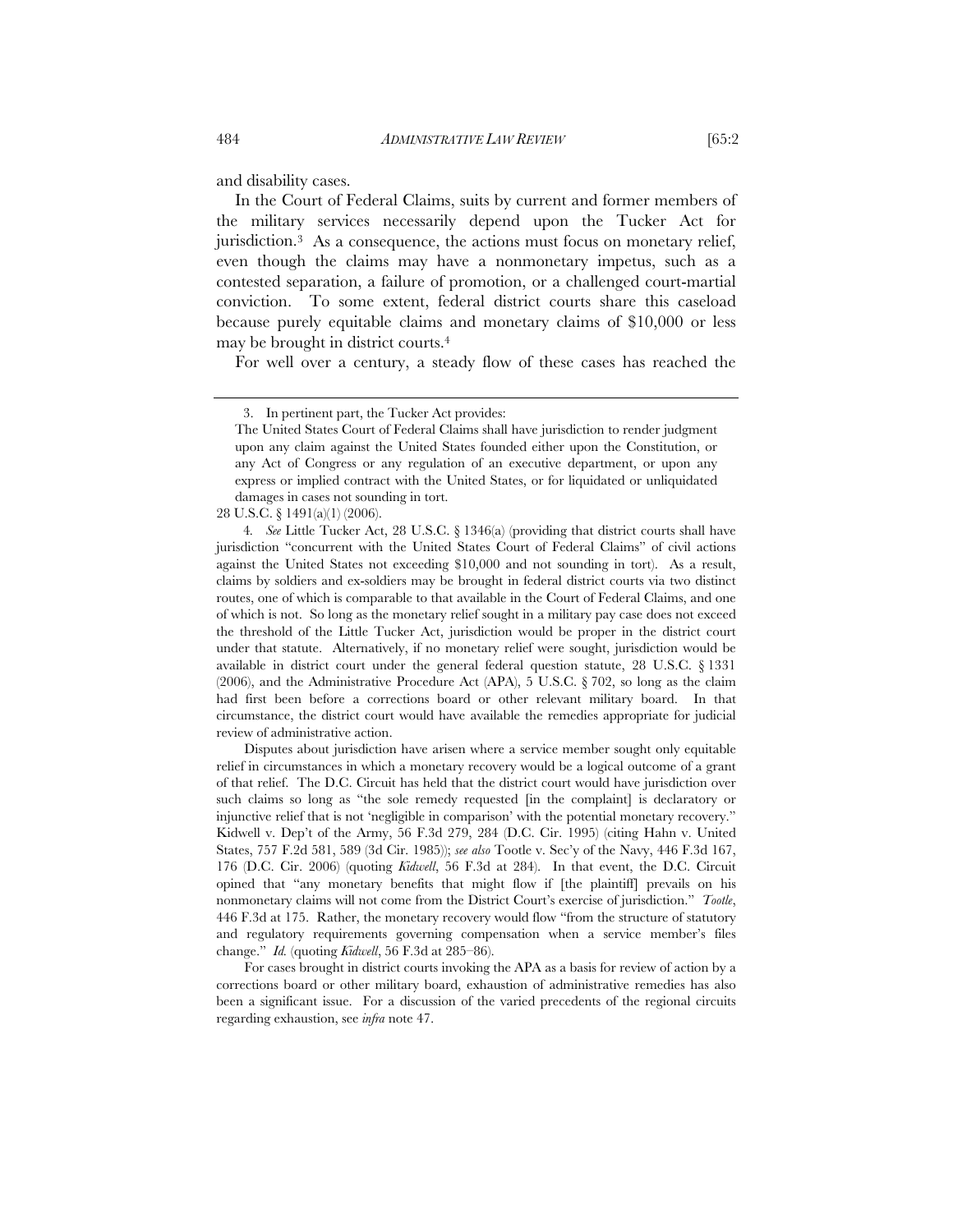and disability cases.

In the Court of Federal Claims, suits by current and former members of the military services necessarily depend upon the Tucker Act for jurisdiction.[3] As a consequence, the actions must focus on monetary relief, even though the claims may have a nonmonetary impetus, such as a contested separation, a failure of promotion, or a challenged court-martial conviction. To some extent, federal district courts share this caseload because purely equitable claims and monetary claims of $10,000 or less may be brought in district courts.[4]

For well over a century, a steady flow of these cases has reached the

---

3. In pertinent part, the Tucker Act provides:

> The United States Court of Federal Claims shall have jurisdiction to render judgment upon any claim against the United States founded either upon the Constitution, or any Act of Congress or any regulation of an executive department, or upon any express or implied contract with the United States, or for liquidated or unliquidated damages in cases not sounding in tort.

28 U.S.C. § 1491(a)(1) (2006).

4. *See* Little Tucker Act, 28 U.S.C. § 1346(a) (providing that district courts shall have jurisdiction "concurrent with the United States Court of Federal Claims" of civil actions against the United States not exceeding $10,000 and not sounding in tort). As a result, claims by soldiers and ex-soldiers may be brought in federal district courts via two distinct routes, one of which is comparable to that available in the Court of Federal Claims, and one of which is not. So long as the monetary relief sought in a military pay case does not exceed the threshold of the Little Tucker Act, jurisdiction would be proper in the district court under that statute. Alternatively, if no monetary relief were sought, jurisdiction would be available in district court under the general federal question statute, 28 U.S.C. § 1331 (2006), and the Administrative Procedure Act (APA), 5 U.S.C. § 702, so long as the claim had first been before a corrections board or other relevant military board. In that circumstance, the district court would have available the remedies appropriate for judicial review of administrative action.

Disputes about jurisdiction have arisen where a service member sought only equitable relief in circumstances in which a monetary recovery would be a logical outcome of a grant of that relief. The D.C. Circuit has held that the district court would have jurisdiction over such claims so long as "the sole remedy requested [in the complaint] is declaratory or injunctive relief that is not 'negligible in comparison' with the potential monetary recovery." Kidwell v. Dep't of the Army, 56 F.3d 279, 284 (D.C. Cir. 1995) (citing Hahn v. United States, 757 F.2d 581, 589 (3d Cir. 1985)); *see also* Tootle v. Sec'y of the Navy, 446 F.3d 167, 176 (D.C. Cir. 2006) (quoting *Kidwell*, 56 F.3d at 284). In that event, the D.C. Circuit opined that "any monetary benefits that might flow if [the plaintiff] prevails on his nonmonetary claims will not come from the District Court's exercise of jurisdiction." *Tootle*, 446 F.3d at 175. Rather, the monetary recovery would flow "from the structure of statutory and regulatory requirements governing compensation when a service member's files change." *Id.* (quoting *Kidwell*, 56 F.3d at 285–86).

For cases brought in district courts invoking the APA as a basis for review of action by a corrections board or other military board, exhaustion of administrative remedies has also been a significant issue. For a discussion of the varied precedents of the regional circuits regarding exhaustion, see *infra* note 47.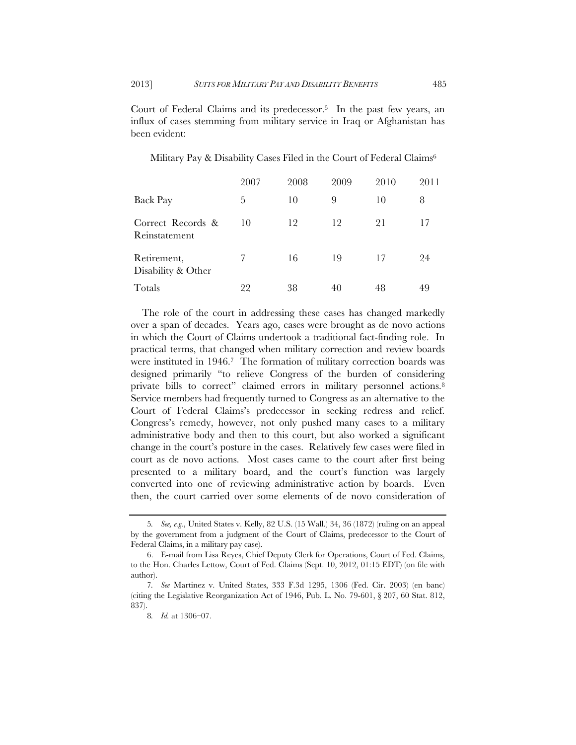Court of Federal Claims and its predecessor.[5] In the past few years, an influx of cases stemming from military service in Iraq or Afghanistan has been evident:

Military Pay & Disability Cases Filed in the Court of Federal Claims[6]

| | 2007 | 2008 | 2009 | 2010 | 2011 |
|---|---|---|---|---|---|
| Back Pay | 5 | 10 | 9 | 10 | 8 |
| Correct Records & Reinstatement | 10 | 12 | 12 | 21 | 17 |
| Retirement, Disability & Other | 7 | 16 | 19 | 17 | 24 |
| Totals | 22 | 38 | 40 | 48 | 49 |

The role of the court in addressing these cases has changed markedly over a span of decades. Years ago, cases were brought as de novo actions in which the Court of Claims undertook a traditional fact-finding role. In practical terms, that changed when military correction and review boards were instituted in 1946.[7] The formation of military correction boards was designed primarily "to relieve Congress of the burden of considering private bills to correct" claimed errors in military personnel actions.[8] Service members had frequently turned to Congress as an alternative to the Court of Federal Claims's predecessor in seeking redress and relief. Congress's remedy, however, not only pushed many cases to a military administrative body and then to this court, but also worked a significant change in the court's posture in the cases. Relatively few cases were filed in court as de novo actions. Most cases came to the court after first being presented to a military board, and the court's function was largely converted into one of reviewing administrative action by boards. Even then, the court carried over some elements of de novo consideration of

---

5. *See, e.g.*, United States v. Kelly, 82 U.S. (15 Wall.) 34, 36 (1872) (ruling on an appeal by the government from a judgment of the Court of Claims, predecessor to the Court of Federal Claims, in a military pay case).

6. E-mail from Lisa Reyes, Chief Deputy Clerk for Operations, Court of Fed. Claims, to the Hon. Charles Lettow, Court of Fed. Claims (Sept. 10, 2012, 01:15 EDT) (on file with author).

7. *See* Martinez v. United States, 333 F.3d 1295, 1306 (Fed. Cir. 2003) (en banc) (citing the Legislative Reorganization Act of 1946, Pub. L. No. 79-601, § 207, 60 Stat. 812, 837).

8. *Id.* at 1306–07.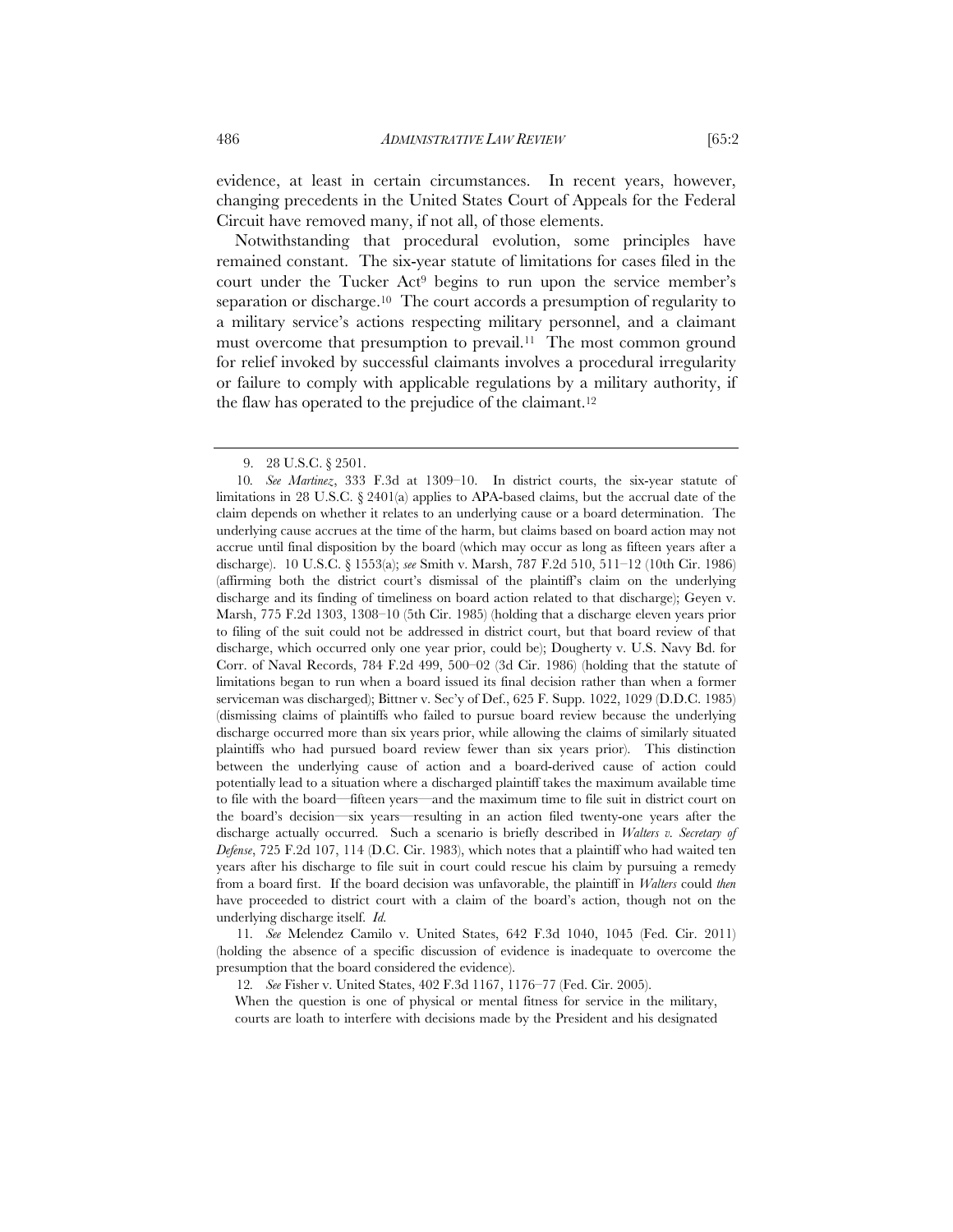evidence, at least in certain circumstances. In recent years, however, changing precedents in the United States Court of Appeals for the Federal Circuit have removed many, if not all, of those elements.

Notwithstanding that procedural evolution, some principles have remained constant. The six-year statute of limitations for cases filed in the court under the Tucker Act[9] begins to run upon the service member's separation or discharge.[10] The court accords a presumption of regularity to a military service's actions respecting military personnel, and a claimant must overcome that presumption to prevail.[11] The most common ground for relief invoked by successful claimants involves a procedural irregularity or failure to comply with applicable regulations by a military authority, if the flaw has operated to the prejudice of the claimant.[12]

---

9. 28 U.S.C. § 2501.

10. *See Martinez*, 333 F.3d at 1309–10. In district courts, the six-year statute of limitations in 28 U.S.C. § 2401(a) applies to APA-based claims, but the accrual date of the claim depends on whether it relates to an underlying cause or a board determination. The underlying cause accrues at the time of the harm, but claims based on board action may not accrue until final disposition by the board (which may occur as long as fifteen years after a discharge). 10 U.S.C. § 1553(a); *see* Smith v. Marsh, 787 F.2d 510, 511–12 (10th Cir. 1986) (affirming both the district court's dismissal of the plaintiff's claim on the underlying discharge and its finding of timeliness on board action related to that discharge); Geyen v. Marsh, 775 F.2d 1303, 1308–10 (5th Cir. 1985) (holding that a discharge eleven years prior to filing of the suit could not be addressed in district court, but that board review of that discharge, which occurred only one year prior, could be); Dougherty v. U.S. Navy Bd. for Corr. of Naval Records, 784 F.2d 499, 500–02 (3d Cir. 1986) (holding that the statute of limitations began to run when a board issued its final decision rather than when a former serviceman was discharged); Bittner v. Sec'y of Def., 625 F. Supp. 1022, 1029 (D.D.C. 1985) (dismissing claims of plaintiffs who failed to pursue board review because the underlying discharge occurred more than six years prior, while allowing the claims of similarly situated plaintiffs who had pursued board review fewer than six years prior). This distinction between the underlying cause of action and a board-derived cause of action could potentially lead to a situation where a discharged plaintiff takes the maximum available time to file with the board—fifteen years—and the maximum time to file suit in district court on the board's decision—six years—resulting in an action filed twenty-one years after the discharge actually occurred. Such a scenario is briefly described in *Walters v. Secretary of Defense*, 725 F.2d 107, 114 (D.C. Cir. 1983), which notes that a plaintiff who had waited ten years after his discharge to file suit in court could rescue his claim by pursuing a remedy from a board first. If the board decision was unfavorable, the plaintiff in *Walters* could *then* have proceeded to district court with a claim of the board's action, though not on the underlying discharge itself. *Id.*

11. *See* Melendez Camilo v. United States, 642 F.3d 1040, 1045 (Fed. Cir. 2011) (holding the absence of a specific discussion of evidence is inadequate to overcome the presumption that the board considered the evidence).

12. *See* Fisher v. United States, 402 F.3d 1167, 1176–77 (Fed. Cir. 2005).

> When the question is one of physical or mental fitness for service in the military, courts are loath to interfere with decisions made by the President and his designated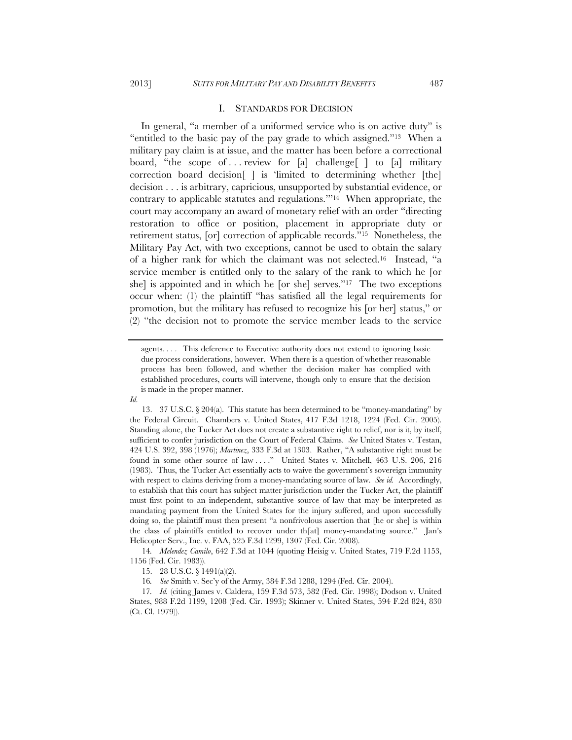## I. STANDARDS FOR DECISION

In general, "a member of a uniformed service who is on active duty" is "entitled to the basic pay of the pay grade to which assigned."[13] When a military pay claim is at issue, and the matter has been before a correctional board, "the scope of . . . review for [a] challenge[ ] to [a] military correction board decision[ ] is 'limited to determining whether [the] decision . . . is arbitrary, capricious, unsupported by substantial evidence, or contrary to applicable statutes and regulations.'"[14] When appropriate, the court may accompany an award of monetary relief with an order "directing restoration to office or position, placement in appropriate duty or retirement status, [or] correction of applicable records."[15] Nonetheless, the Military Pay Act, with two exceptions, cannot be used to obtain the salary of a higher rank for which the claimant was not selected.[16] Instead, "a service member is entitled only to the salary of the rank to which he [or she] is appointed and in which he [or she] serves."[17] The two exceptions occur when: (1) the plaintiff "has satisfied all the legal requirements for promotion, but the military has refused to recognize his [or her] status," or (2) "the decision not to promote the service member leads to the service

---

agents. . . . This deference to Executive authority does not extend to ignoring basic due process considerations, however. When there is a question of whether reasonable process has been followed, and whether the decision maker has complied with established procedures, courts will intervene, though only to ensure that the decision is made in the proper manner.

*Id.*

13. 37 U.S.C. § 204(a). This statute has been determined to be "money-mandating" by the Federal Circuit. Chambers v. United States, 417 F.3d 1218, 1224 (Fed. Cir. 2005). Standing alone, the Tucker Act does not create a substantive right to relief, nor is it, by itself, sufficient to confer jurisdiction on the Court of Federal Claims. *See* United States v. Testan, 424 U.S. 392, 398 (1976); *Martinez*, 333 F.3d at 1303. Rather, "A substantive right must be found in some other source of law . . . ." United States v. Mitchell, 463 U.S. 206, 216 (1983). Thus, the Tucker Act essentially acts to waive the government's sovereign immunity with respect to claims deriving from a money-mandating source of law. *See id.* Accordingly, to establish that this court has subject matter jurisdiction under the Tucker Act, the plaintiff must first point to an independent, substantive source of law that may be interpreted as mandating payment from the United States for the injury suffered, and upon successfully doing so, the plaintiff must then present "a nonfrivolous assertion that [he or she] is within the class of plaintiffs entitled to recover under th[at] money-mandating source." Jan's Helicopter Serv., Inc. v. FAA, 525 F.3d 1299, 1307 (Fed. Cir. 2008).

14. *Melendez Camilo*, 642 F.3d at 1044 (quoting Heisig v. United States, 719 F.2d 1153, 1156 (Fed. Cir. 1983)).

15. 28 U.S.C. § 1491(a)(2).

16. *See* Smith v. Sec'y of the Army, 384 F.3d 1288, 1294 (Fed. Cir. 2004).

17. *Id.* (citing James v. Caldera, 159 F.3d 573, 582 (Fed. Cir. 1998); Dodson v. United States, 988 F.2d 1199, 1208 (Fed. Cir. 1993); Skinner v. United States, 594 F.2d 824, 830 (Ct. Cl. 1979)).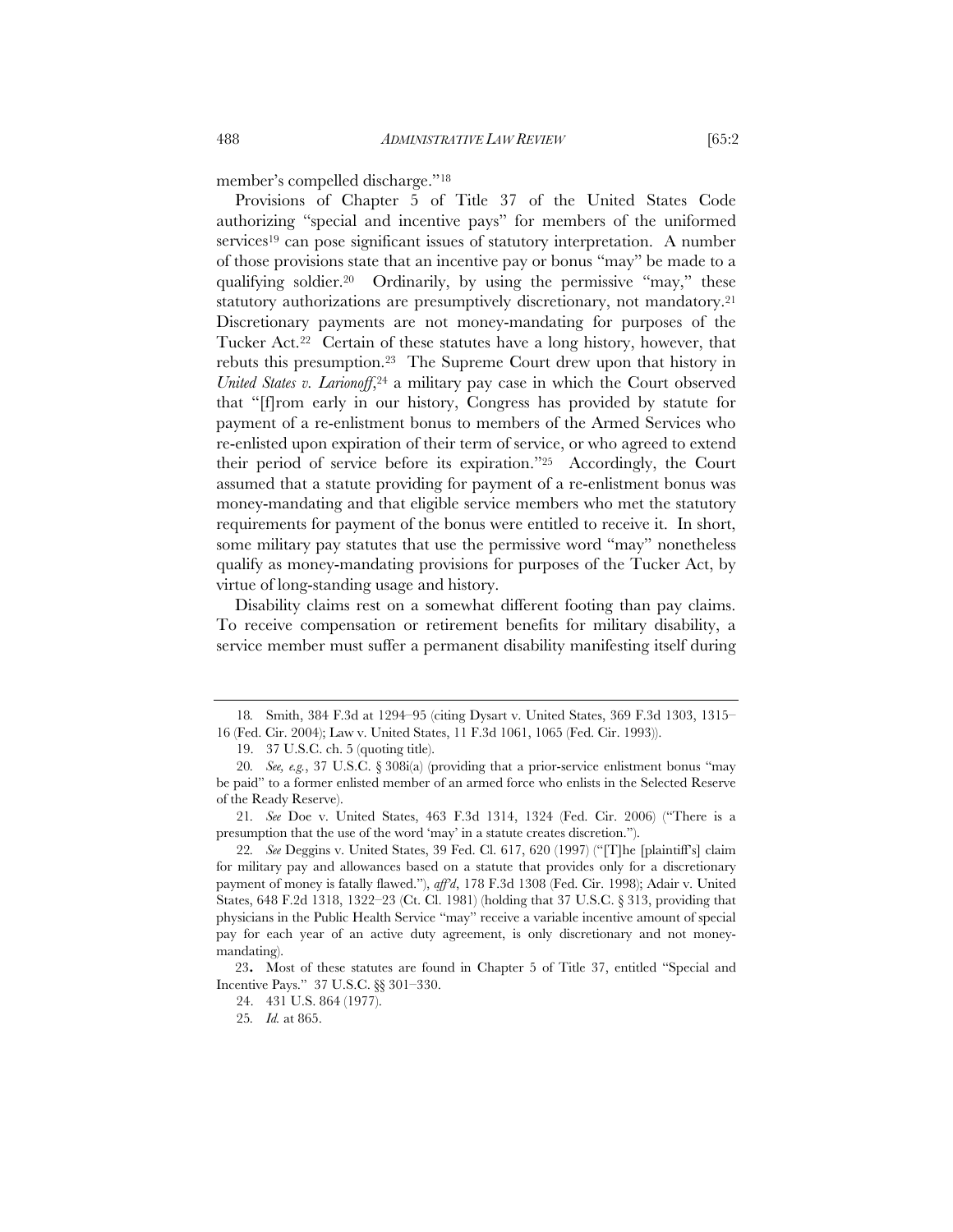member's compelled discharge."[18]

Provisions of Chapter 5 of Title 37 of the United States Code authorizing "special and incentive pays" for members of the uniformed services[19] can pose significant issues of statutory interpretation. A number of those provisions state that an incentive pay or bonus "may" be made to a qualifying soldier.[20] Ordinarily, by using the permissive "may," these statutory authorizations are presumptively discretionary, not mandatory.[21] Discretionary payments are not money-mandating for purposes of the Tucker Act.[22] Certain of these statutes have a long history, however, that rebuts this presumption.[23] The Supreme Court drew upon that history in *United States v. Larionoff*,[24] a military pay case in which the Court observed that "[f]rom early in our history, Congress has provided by statute for payment of a re-enlistment bonus to members of the Armed Services who re-enlisted upon expiration of their term of service, or who agreed to extend their period of service before its expiration."[25] Accordingly, the Court assumed that a statute providing for payment of a re-enlistment bonus was money-mandating and that eligible service members who met the statutory requirements for payment of the bonus were entitled to receive it. In short, some military pay statutes that use the permissive word "may" nonetheless qualify as money-mandating provisions for purposes of the Tucker Act, by virtue of long-standing usage and history.

Disability claims rest on a somewhat different footing than pay claims. To receive compensation or retirement benefits for military disability, a service member must suffer a permanent disability manifesting itself during

---

18. Smith, 384 F.3d at 1294–95 (citing Dysart v. United States, 369 F.3d 1303, 1315–16 (Fed. Cir. 2004); Law v. United States, 11 F.3d 1061, 1065 (Fed. Cir. 1993)).

19. 37 U.S.C. ch. 5 (quoting title).

20. *See, e.g.*, 37 U.S.C. § 308i(a) (providing that a prior-service enlistment bonus "may be paid" to a former enlisted member of an armed force who enlists in the Selected Reserve of the Ready Reserve).

21. *See* Doe v. United States, 463 F.3d 1314, 1324 (Fed. Cir. 2006) ("There is a presumption that the use of the word 'may' in a statute creates discretion.").

22. *See* Deggins v. United States, 39 Fed. Cl. 617, 620 (1997) ("[T]he [plaintiff's] claim for military pay and allowances based on a statute that provides only for a discretionary payment of money is fatally flawed."), *aff'd*, 178 F.3d 1308 (Fed. Cir. 1998); Adair v. United States, 648 F.2d 1318, 1322–23 (Ct. Cl. 1981) (holding that 37 U.S.C. § 313, providing that physicians in the Public Health Service "may" receive a variable incentive amount of special pay for each year of an active duty agreement, is only discretionary and not money-mandating).

23. Most of these statutes are found in Chapter 5 of Title 37, entitled "Special and Incentive Pays." 37 U.S.C. §§ 301–330.

24. 431 U.S. 864 (1977).

25. *Id.* at 865.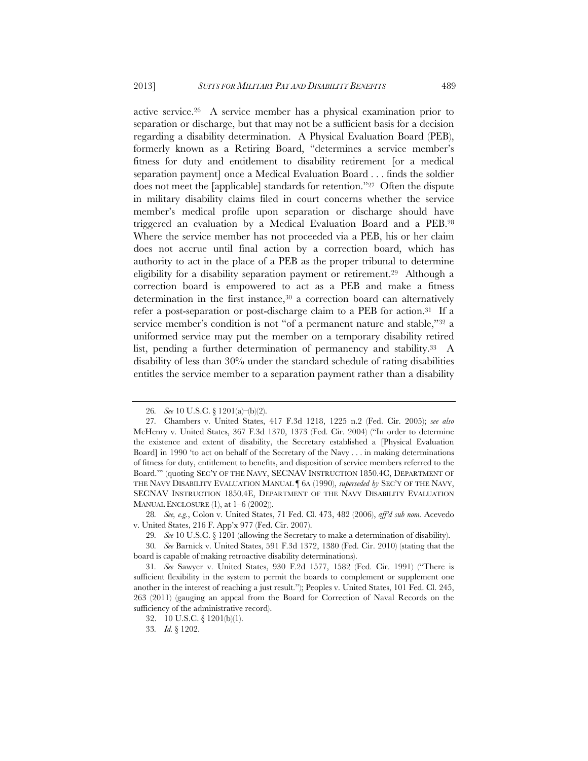active service.[26] A service member has a physical examination prior to separation or discharge, but that may not be a sufficient basis for a decision regarding a disability determination. A Physical Evaluation Board (PEB), formerly known as a Retiring Board, "determines a service member's fitness for duty and entitlement to disability retirement [or a medical separation payment] once a Medical Evaluation Board . . . finds the soldier does not meet the [applicable] standards for retention."[27] Often the dispute in military disability claims filed in court concerns whether the service member's medical profile upon separation or discharge should have triggered an evaluation by a Medical Evaluation Board and a PEB.[28] Where the service member has not proceeded via a PEB, his or her claim does not accrue until final action by a correction board, which has authority to act in the place of a PEB as the proper tribunal to determine eligibility for a disability separation payment or retirement.[29] Although a correction board is empowered to act as a PEB and make a fitness determination in the first instance,[30] a correction board can alternatively refer a post-separation or post-discharge claim to a PEB for action.[31] If a service member's condition is not "of a permanent nature and stable,"[32] a uniformed service may put the member on a temporary disability retired list, pending a further determination of permanency and stability.[33] A disability of less than 30% under the standard schedule of rating disabilities entitles the service member to a separation payment rather than a disability

---

26. *See* 10 U.S.C. § 1201(a)–(b)(2).

27. Chambers v. United States, 417 F.3d 1218, 1225 n.2 (Fed. Cir. 2005); *see also* McHenry v. United States, 367 F.3d 1370, 1373 (Fed. Cir. 2004) ("In order to determine the existence and extent of disability, the Secretary established a [Physical Evaluation Board] in 1990 'to act on behalf of the Secretary of the Navy . . . in making determinations of fitness for duty, entitlement to benefits, and disposition of service members referred to the Board.'" (quoting SEC'Y OF THE NAVY, SECNAV INSTRUCTION 1850.4C, DEPARTMENT OF THE NAVY DISABILITY EVALUATION MANUAL ¶ 6A (1990), *superseded by* SEC'Y OF THE NAVY, SECNAV INSTRUCTION 1850.4E, DEPARTMENT OF THE NAVY DISABILITY EVALUATION MANUAL ENCLOSURE (1), at 1–6 (2002)).

28. *See, e.g.*, Colon v. United States, 71 Fed. Cl. 473, 482 (2006), *aff'd sub nom.* Acevedo v. United States, 216 F. App'x 977 (Fed. Cir. 2007).

29. *See* 10 U.S.C. § 1201 (allowing the Secretary to make a determination of disability).

30. *See* Barnick v. United States, 591 F.3d 1372, 1380 (Fed. Cir. 2010) (stating that the board is capable of making retroactive disability determinations).

31. *See* Sawyer v. United States, 930 F.2d 1577, 1582 (Fed. Cir. 1991) ("There is sufficient flexibility in the system to permit the boards to complement or supplement one another in the interest of reaching a just result."); Peoples v. United States, 101 Fed. Cl. 245, 263 (2011) (gauging an appeal from the Board for Correction of Naval Records on the sufficiency of the administrative record).

32. 10 U.S.C. § 1201(b)(1).

33. *Id.* § 1202.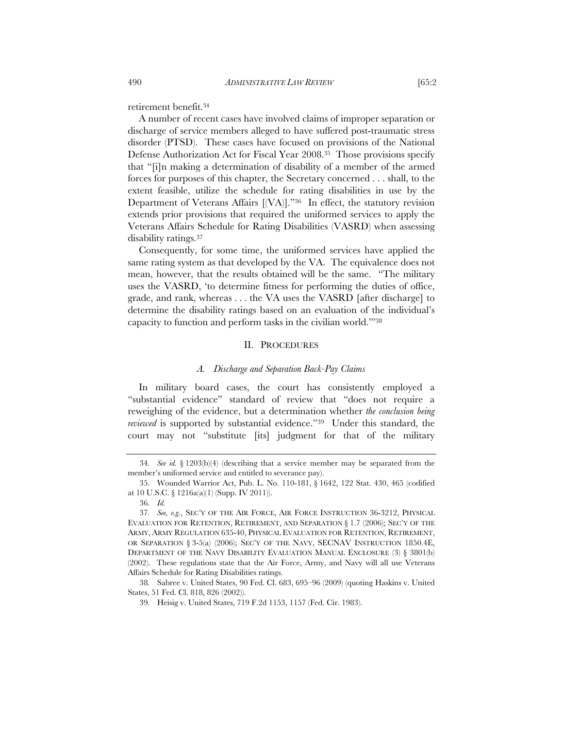retirement benefit.[34]

A number of recent cases have involved claims of improper separation or discharge of service members alleged to have suffered post-traumatic stress disorder (PTSD). These cases have focused on provisions of the National Defense Authorization Act for Fiscal Year 2008.[35] Those provisions specify that "[i]n making a determination of disability of a member of the armed forces for purposes of this chapter, the Secretary concerned . . . shall, to the extent feasible, utilize the schedule for rating disabilities in use by the Department of Veterans Affairs [(VA)]."[36] In effect, the statutory revision extends prior provisions that required the uniformed services to apply the Veterans Affairs Schedule for Rating Disabilities (VASRD) when assessing disability ratings.[37]

Consequently, for some time, the uniformed services have applied the same rating system as that developed by the VA. The equivalence does not mean, however, that the results obtained will be the same. "The military uses the VASRD, 'to determine fitness for performing the duties of office, grade, and rank, whereas . . . the VA uses the VASRD [after discharge] to determine the disability ratings based on an evaluation of the individual's capacity to function and perform tasks in the civilian world.'"[38]

## II. PROCEDURES

### *A. Discharge and Separation Back-Pay Claims*

In military board cases, the court has consistently employed a "substantial evidence" standard of review that "does not require a reweighing of the evidence, but a determination whether *the conclusion being reviewed* is supported by substantial evidence."[39] Under this standard, the court may not "substitute [its] judgment for that of the military

---

34. *See id.* § 1203(b)(4) (describing that a service member may be separated from the member's uniformed service and entitled to severance pay).

35. Wounded Warrior Act, Pub. L. No. 110-181, § 1642, 122 Stat. 430, 465 (codified at 10 U.S.C. § 1216a(a)(1) (Supp. IV 2011)).

36. *Id.*

37. *See, e.g.*, SEC'Y OF THE AIR FORCE, AIR FORCE INSTRUCTION 36-3212, PHYSICAL EVALUATION FOR RETENTION, RETIREMENT, AND SEPARATION § 1.7 (2006); SEC'Y OF THE ARMY, ARMY REGULATION 635-40, PHYSICAL EVALUATION FOR RETENTION, RETIREMENT, OR SEPARATION § 3-5(a) (2006); SEC'Y OF THE NAVY, SECNAV INSTRUCTION 1850.4E, DEPARTMENT OF THE NAVY DISABILITY EVALUATION MANUAL ENCLOSURE (3) § 3801(b) (2002). These regulations state that the Air Force, Army, and Navy will all use Veterans Affairs Schedule for Rating Disabilities ratings.

38. Sabree v. United States, 90 Fed. Cl. 683, 695–96 (2009) (quoting Haskins v. United States, 51 Fed. Cl. 818, 826 (2002)).

39. Heisig v. United States, 719 F.2d 1153, 1157 (Fed. Cir. 1983).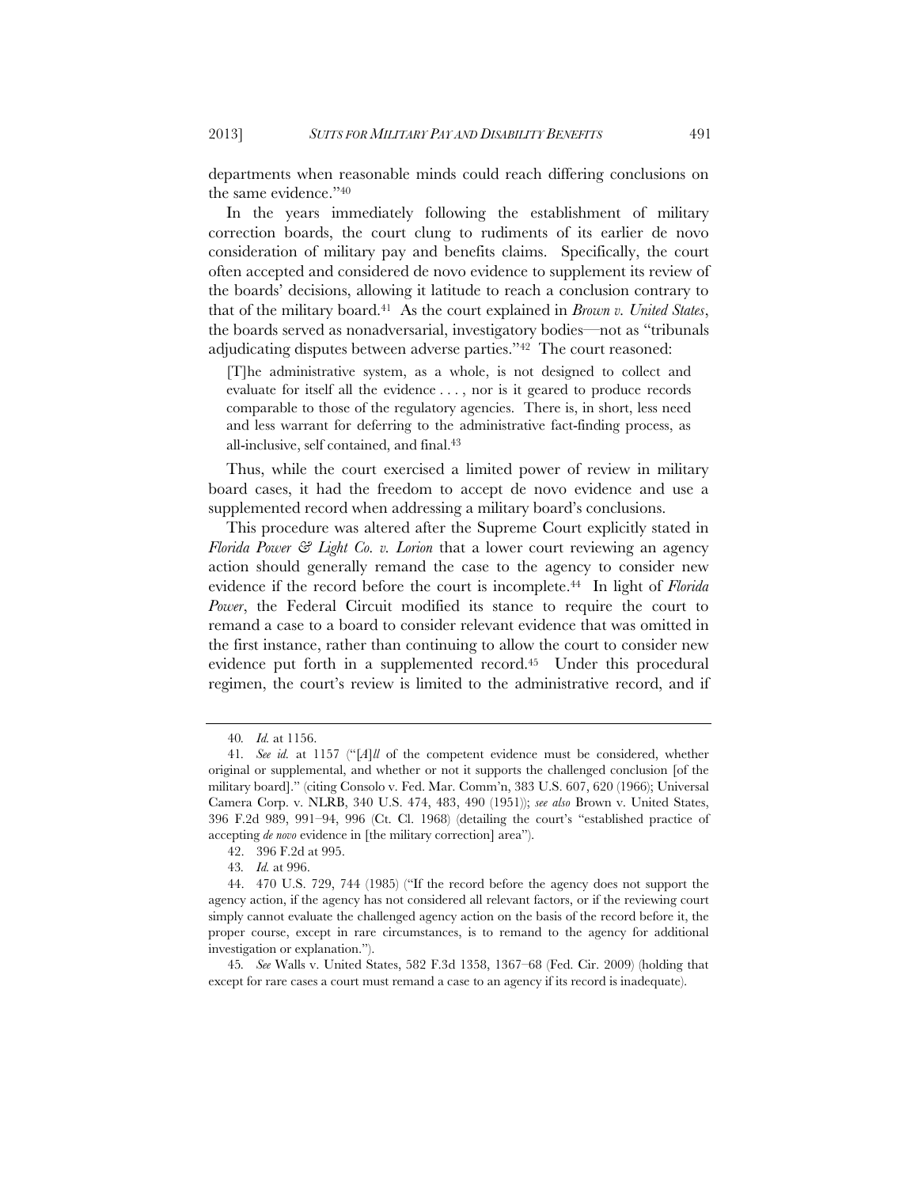departments when reasonable minds could reach differing conclusions on the same evidence."[40]

In the years immediately following the establishment of military correction boards, the court clung to rudiments of its earlier de novo consideration of military pay and benefits claims. Specifically, the court often accepted and considered de novo evidence to supplement its review of the boards' decisions, allowing it latitude to reach a conclusion contrary to that of the military board.[41] As the court explained in *Brown v. United States*, the boards served as nonadversarial, investigatory bodies—not as "tribunals adjudicating disputes between adverse parties."[42] The court reasoned:

> [T]he administrative system, as a whole, is not designed to collect and evaluate for itself all the evidence . . . , nor is it geared to produce records comparable to those of the regulatory agencies. There is, in short, less need and less warrant for deferring to the administrative fact-finding process, as all-inclusive, self contained, and final.[43]

Thus, while the court exercised a limited power of review in military board cases, it had the freedom to accept de novo evidence and use a supplemented record when addressing a military board's conclusions.

This procedure was altered after the Supreme Court explicitly stated in *Florida Power & Light Co. v. Lorion* that a lower court reviewing an agency action should generally remand the case to the agency to consider new evidence if the record before the court is incomplete.[44] In light of *Florida Power*, the Federal Circuit modified its stance to require the court to remand a case to a board to consider relevant evidence that was omitted in the first instance, rather than continuing to allow the court to consider new evidence put forth in a supplemented record.[45] Under this procedural regimen, the court's review is limited to the administrative record, and if

---

40. *Id.* at 1156.

41. *See id.* at 1157 ("[*A*]*ll* of the competent evidence must be considered, whether original or supplemental, and whether or not it supports the challenged conclusion [of the military board]." (citing Consolo v. Fed. Mar. Comm'n, 383 U.S. 607, 620 (1966); Universal Camera Corp. v. NLRB, 340 U.S. 474, 483, 490 (1951)); *see also* Brown v. United States, 396 F.2d 989, 991–94, 996 (Ct. Cl. 1968) (detailing the court's "established practice of accepting *de novo* evidence in [the military correction] area").

42. 396 F.2d at 995.

43. *Id.* at 996.

44. 470 U.S. 729, 744 (1985) ("If the record before the agency does not support the agency action, if the agency has not considered all relevant factors, or if the reviewing court simply cannot evaluate the challenged agency action on the basis of the record before it, the proper course, except in rare circumstances, is to remand to the agency for additional investigation or explanation.").

45. *See* Walls v. United States, 582 F.3d 1358, 1367–68 (Fed. Cir. 2009) (holding that except for rare cases a court must remand a case to an agency if its record is inadequate).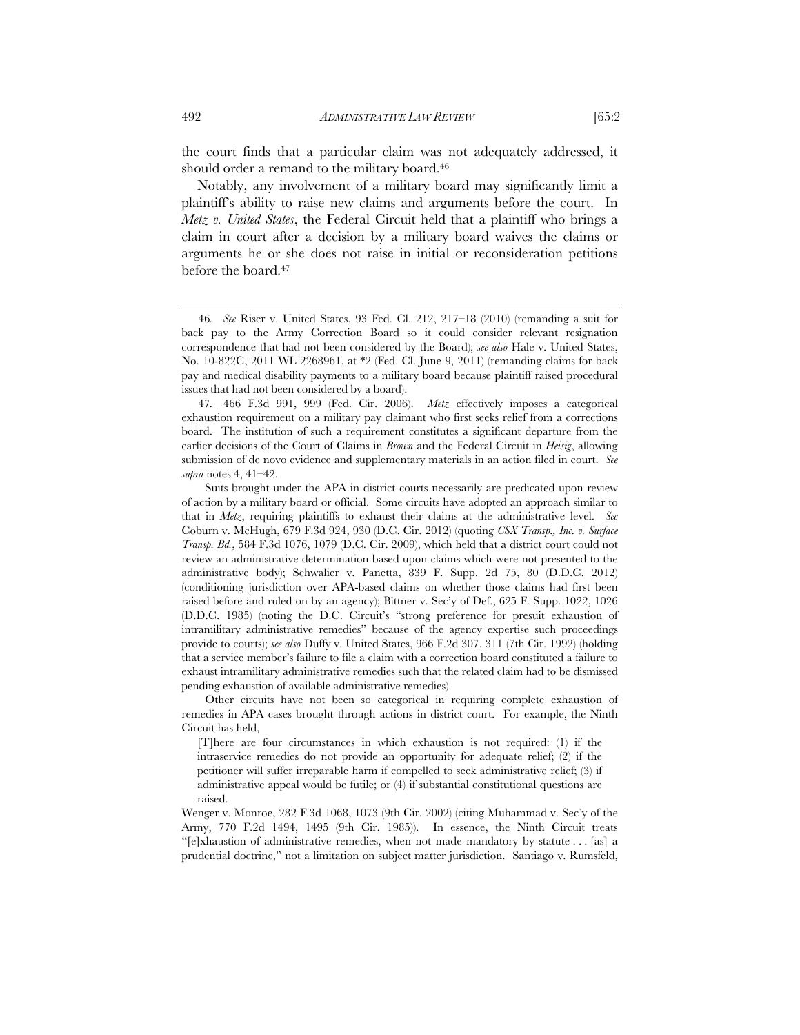the court finds that a particular claim was not adequately addressed, it should order a remand to the military board.[46]

Notably, any involvement of a military board may significantly limit a plaintiff's ability to raise new claims and arguments before the court. In *Metz v. United States*, the Federal Circuit held that a plaintiff who brings a claim in court after a decision by a military board waives the claims or arguments he or she does not raise in initial or reconsideration petitions before the board.[47]

---

46. *See* Riser v. United States, 93 Fed. Cl. 212, 217–18 (2010) (remanding a suit for back pay to the Army Correction Board so it could consider relevant resignation correspondence that had not been considered by the Board); *see also* Hale v. United States, No. 10-822C, 2011 WL 2268961, at *2 (Fed. Cl. June 9, 2011) (remanding claims for back pay and medical disability payments to a military board because plaintiff raised procedural issues that had not been considered by a board).

47. 466 F.3d 991, 999 (Fed. Cir. 2006). *Metz* effectively imposes a categorical exhaustion requirement on a military pay claimant who first seeks relief from a corrections board. The institution of such a requirement constitutes a significant departure from the earlier decisions of the Court of Claims in *Brown* and the Federal Circuit in *Heisig*, allowing submission of de novo evidence and supplementary materials in an action filed in court. *See supra* notes 4, 41–42.

Suits brought under the APA in district courts necessarily are predicated upon review of action by a military board or official. Some circuits have adopted an approach similar to that in *Metz*, requiring plaintiffs to exhaust their claims at the administrative level. *See* Coburn v. McHugh, 679 F.3d 924, 930 (D.C. Cir. 2012) (quoting *CSX Transp., Inc. v. Surface Transp. Bd.*, 584 F.3d 1076, 1079 (D.C. Cir. 2009), which held that a district court could not review an administrative determination based upon claims which were not presented to the administrative body); Schwalier v. Panetta, 839 F. Supp. 2d 75, 80 (D.D.C. 2012) (conditioning jurisdiction over APA-based claims on whether those claims had first been raised before and ruled on by an agency); Bittner v. Sec'y of Def., 625 F. Supp. 1022, 1026 (D.D.C. 1985) (noting the D.C. Circuit's "strong preference for presuit exhaustion of intramilitary administrative remedies" because of the agency expertise such proceedings provide to courts); *see also* Duffy v. United States, 966 F.2d 307, 311 (7th Cir. 1992) (holding that a service member's failure to file a claim with a correction board constituted a failure to exhaust intramilitary administrative remedies such that the related claim had to be dismissed pending exhaustion of available administrative remedies).

Other circuits have not been so categorical in requiring complete exhaustion of remedies in APA cases brought through actions in district court. For example, the Ninth Circuit has held,

> [T]here are four circumstances in which exhaustion is not required: (1) if the intraservice remedies do not provide an opportunity for adequate relief; (2) if the petitioner will suffer irreparable harm if compelled to seek administrative relief; (3) if administrative appeal would be futile; or (4) if substantial constitutional questions are raised.

Wenger v. Monroe, 282 F.3d 1068, 1073 (9th Cir. 2002) (citing Muhammad v. Sec'y of the Army, 770 F.2d 1494, 1495 (9th Cir. 1985)). In essence, the Ninth Circuit treats "[e]xhaustion of administrative remedies, when not made mandatory by statute . . . [as] a prudential doctrine," not a limitation on subject matter jurisdiction. Santiago v. Rumsfeld,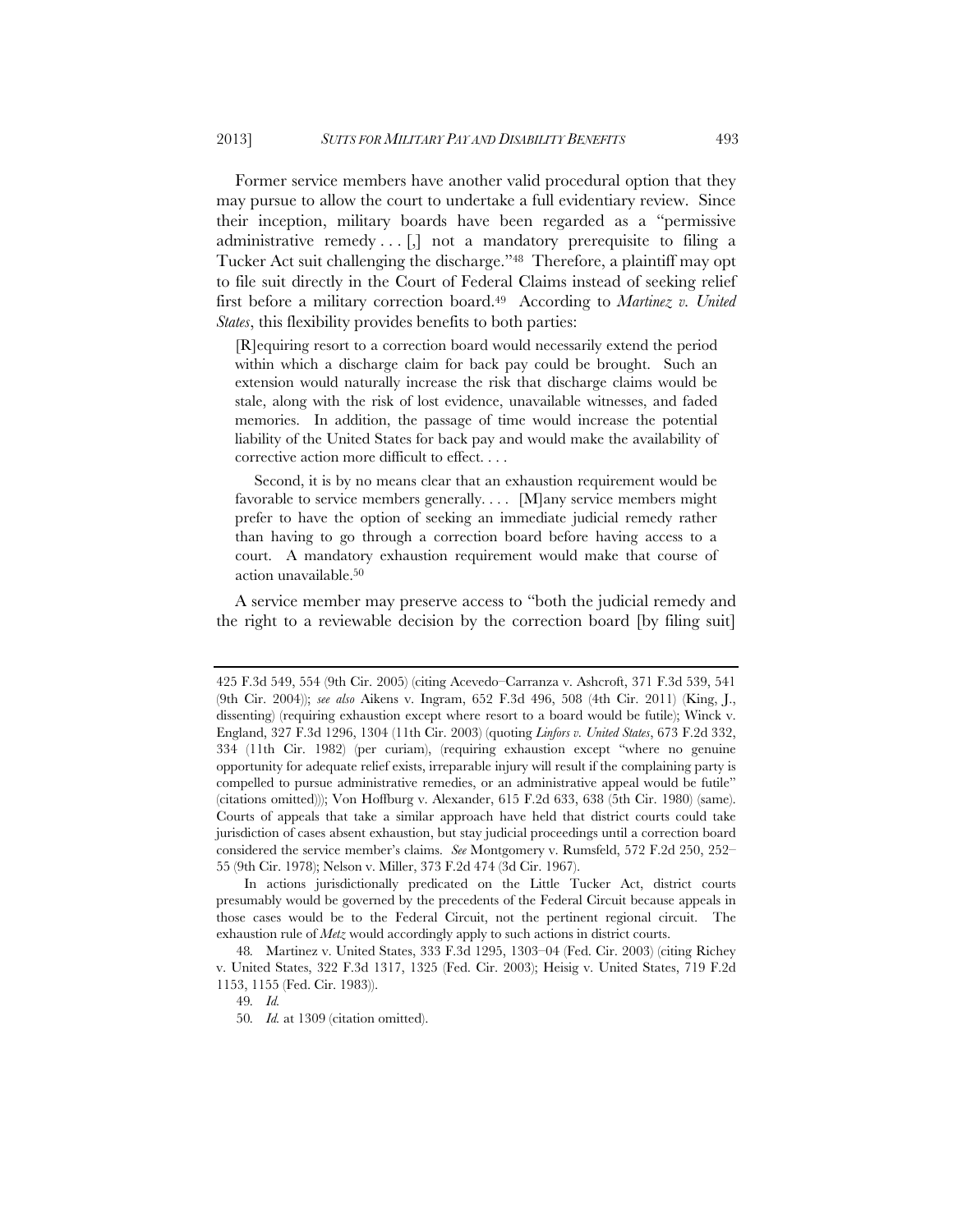Former service members have another valid procedural option that they may pursue to allow the court to undertake a full evidentiary review. Since their inception, military boards have been regarded as a "permissive administrative remedy . . . [,] not a mandatory prerequisite to filing a Tucker Act suit challenging the discharge."[48] Therefore, a plaintiff may opt to file suit directly in the Court of Federal Claims instead of seeking relief first before a military correction board.[49] According to *Martinez v. United States*, this flexibility provides benefits to both parties:

> [R]equiring resort to a correction board would necessarily extend the period within which a discharge claim for back pay could be brought. Such an extension would naturally increase the risk that discharge claims would be stale, along with the risk of lost evidence, unavailable witnesses, and faded memories. In addition, the passage of time would increase the potential liability of the United States for back pay and would make the availability of corrective action more difficult to effect. . . .
>
> Second, it is by no means clear that an exhaustion requirement would be favorable to service members generally. . . . [M]any service members might prefer to have the option of seeking an immediate judicial remedy rather than having to go through a correction board before having access to a court. A mandatory exhaustion requirement would make that course of action unavailable.[50]

A service member may preserve access to "both the judicial remedy and the right to a reviewable decision by the correction board [by filing suit]

---

425 F.3d 549, 554 (9th Cir. 2005) (citing Acevedo–Carranza v. Ashcroft, 371 F.3d 539, 541 (9th Cir. 2004)); *see also* Aikens v. Ingram, 652 F.3d 496, 508 (4th Cir. 2011) (King, J., dissenting) (requiring exhaustion except where resort to a board would be futile); Winck v. England, 327 F.3d 1296, 1304 (11th Cir. 2003) (quoting *Linfors v. United States*, 673 F.2d 332, 334 (11th Cir. 1982) (per curiam), (requiring exhaustion except "where no genuine opportunity for adequate relief exists, irreparable injury will result if the complaining party is compelled to pursue administrative remedies, or an administrative appeal would be futile" (citations omitted))); Von Hoffburg v. Alexander, 615 F.2d 633, 638 (5th Cir. 1980) (same). Courts of appeals that take a similar approach have held that district courts could take jurisdiction of cases absent exhaustion, but stay judicial proceedings until a correction board considered the service member's claims. *See* Montgomery v. Rumsfeld, 572 F.2d 250, 252–55 (9th Cir. 1978); Nelson v. Miller, 373 F.2d 474 (3d Cir. 1967).

In actions jurisdictionally predicated on the Little Tucker Act, district courts presumably would be governed by the precedents of the Federal Circuit because appeals in those cases would be to the Federal Circuit, not the pertinent regional circuit. The exhaustion rule of *Metz* would accordingly apply to such actions in district courts.

48. Martinez v. United States, 333 F.3d 1295, 1303–04 (Fed. Cir. 2003) (citing Richey v. United States, 322 F.3d 1317, 1325 (Fed. Cir. 2003); Heisig v. United States, 719 F.2d 1153, 1155 (Fed. Cir. 1983)).

49. *Id.*

50. *Id.* at 1309 (citation omitted).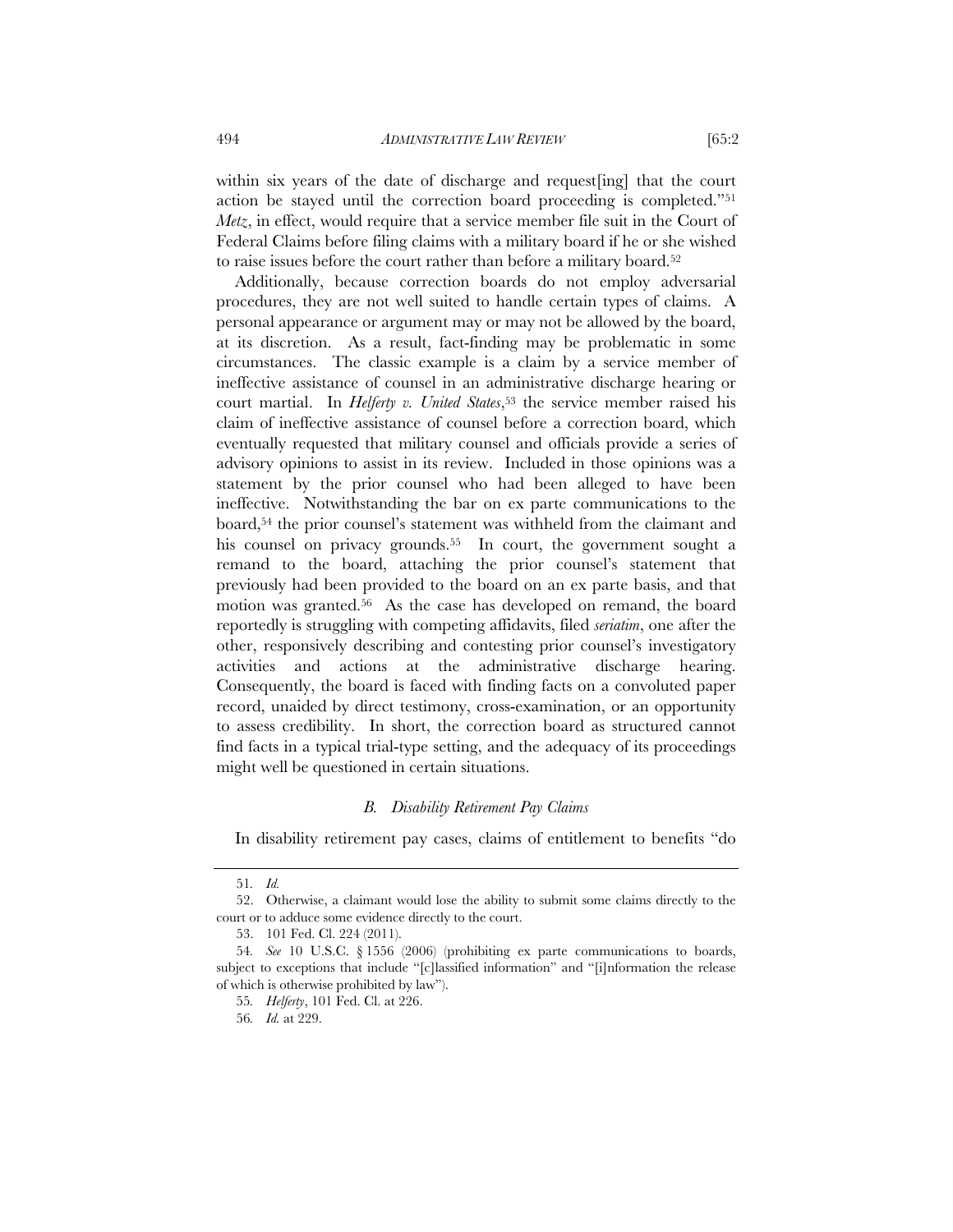within six years of the date of discharge and request[ing] that the court action be stayed until the correction board proceeding is completed."[51] *Metz*, in effect, would require that a service member file suit in the Court of Federal Claims before filing claims with a military board if he or she wished to raise issues before the court rather than before a military board.[52]

Additionally, because correction boards do not employ adversarial procedures, they are not well suited to handle certain types of claims. A personal appearance or argument may or may not be allowed by the board, at its discretion. As a result, fact-finding may be problematic in some circumstances. The classic example is a claim by a service member of ineffective assistance of counsel in an administrative discharge hearing or court martial. In *Helferty v. United States*,[53] the service member raised his claim of ineffective assistance of counsel before a correction board, which eventually requested that military counsel and officials provide a series of advisory opinions to assist in its review. Included in those opinions was a statement by the prior counsel who had been alleged to have been ineffective. Notwithstanding the bar on ex parte communications to the board,[54] the prior counsel's statement was withheld from the claimant and his counsel on privacy grounds.[55] In court, the government sought a remand to the board, attaching the prior counsel's statement that previously had been provided to the board on an ex parte basis, and that motion was granted.[56] As the case has developed on remand, the board reportedly is struggling with competing affidavits, filed *seriatim*, one after the other, responsively describing and contesting prior counsel's investigatory activities and actions at the administrative discharge hearing. Consequently, the board is faced with finding facts on a convoluted paper record, unaided by direct testimony, cross-examination, or an opportunity to assess credibility. In short, the correction board as structured cannot find facts in a typical trial-type setting, and the adequacy of its proceedings might well be questioned in certain situations.

### *B. Disability Retirement Pay Claims*

In disability retirement pay cases, claims of entitlement to benefits "do

---

51. *Id.*

52. Otherwise, a claimant would lose the ability to submit some claims directly to the court or to adduce some evidence directly to the court.

53. 101 Fed. Cl. 224 (2011).

54. *See* 10 U.S.C. § 1556 (2006) (prohibiting ex parte communications to boards, subject to exceptions that include "[c]lassified information" and "[i]nformation the release of which is otherwise prohibited by law").

55. *Helferty*, 101 Fed. Cl. at 226.

56. *Id.* at 229.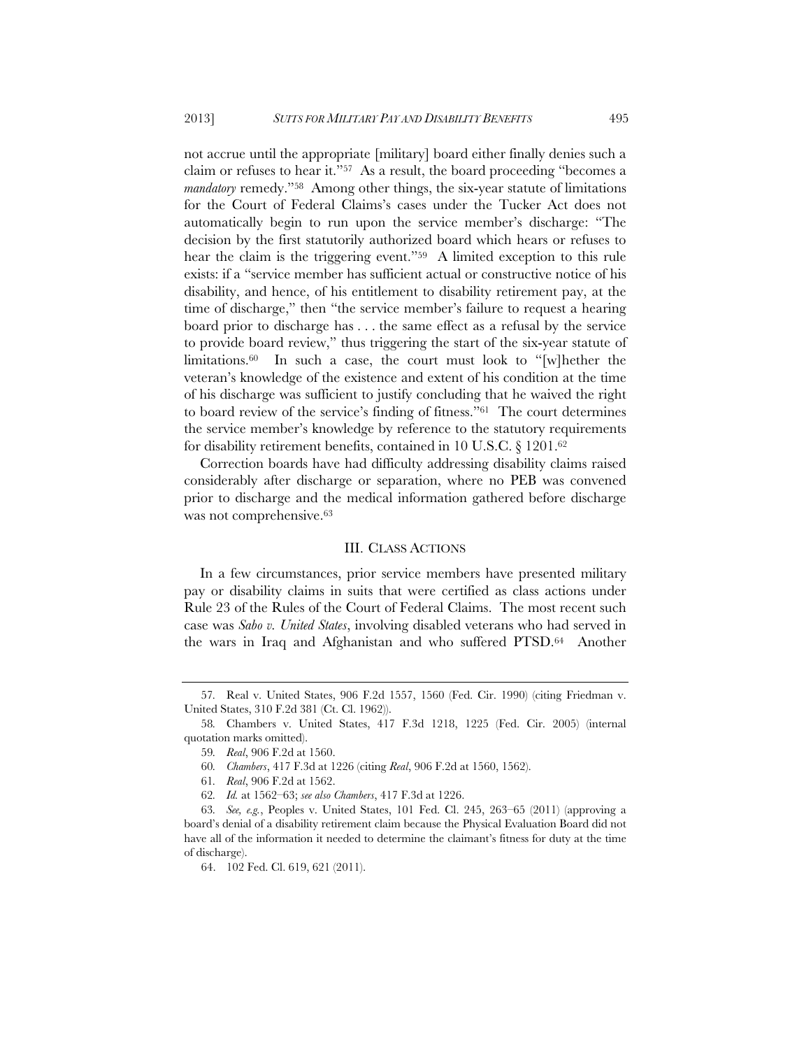not accrue until the appropriate [military] board either finally denies such a claim or refuses to hear it."[57] As a result, the board proceeding "becomes a *mandatory* remedy."[58] Among other things, the six-year statute of limitations for the Court of Federal Claims's cases under the Tucker Act does not automatically begin to run upon the service member's discharge: "The decision by the first statutorily authorized board which hears or refuses to hear the claim is the triggering event."[59] A limited exception to this rule exists: if a "service member has sufficient actual or constructive notice of his disability, and hence, of his entitlement to disability retirement pay, at the time of discharge," then "the service member's failure to request a hearing board prior to discharge has . . . the same effect as a refusal by the service to provide board review," thus triggering the start of the six-year statute of limitations.[60] In such a case, the court must look to "[w]hether the veteran's knowledge of the existence and extent of his condition at the time of his discharge was sufficient to justify concluding that he waived the right to board review of the service's finding of fitness."[61] The court determines the service member's knowledge by reference to the statutory requirements for disability retirement benefits, contained in 10 U.S.C. § 1201.[62]

Correction boards have had difficulty addressing disability claims raised considerably after discharge or separation, where no PEB was convened prior to discharge and the medical information gathered before discharge was not comprehensive.[63]

## III. CLASS ACTIONS

In a few circumstances, prior service members have presented military pay or disability claims in suits that were certified as class actions under Rule 23 of the Rules of the Court of Federal Claims. The most recent such case was *Sabo v. United States*, involving disabled veterans who had served in the wars in Iraq and Afghanistan and who suffered PTSD.[64] Another

---

57. Real v. United States, 906 F.2d 1557, 1560 (Fed. Cir. 1990) (citing Friedman v. United States, 310 F.2d 381 (Ct. Cl. 1962)).

58. Chambers v. United States, 417 F.3d 1218, 1225 (Fed. Cir. 2005) (internal quotation marks omitted).

59. *Real*, 906 F.2d at 1560.

60. *Chambers*, 417 F.3d at 1226 (citing *Real*, 906 F.2d at 1560, 1562).

61. *Real*, 906 F.2d at 1562.

62. *Id.* at 1562–63; *see also Chambers*, 417 F.3d at 1226.

63. *See, e.g.*, Peoples v. United States, 101 Fed. Cl. 245, 263–65 (2011) (approving a board's denial of a disability retirement claim because the Physical Evaluation Board did not have all of the information it needed to determine the claimant's fitness for duty at the time of discharge).

64. 102 Fed. Cl. 619, 621 (2011).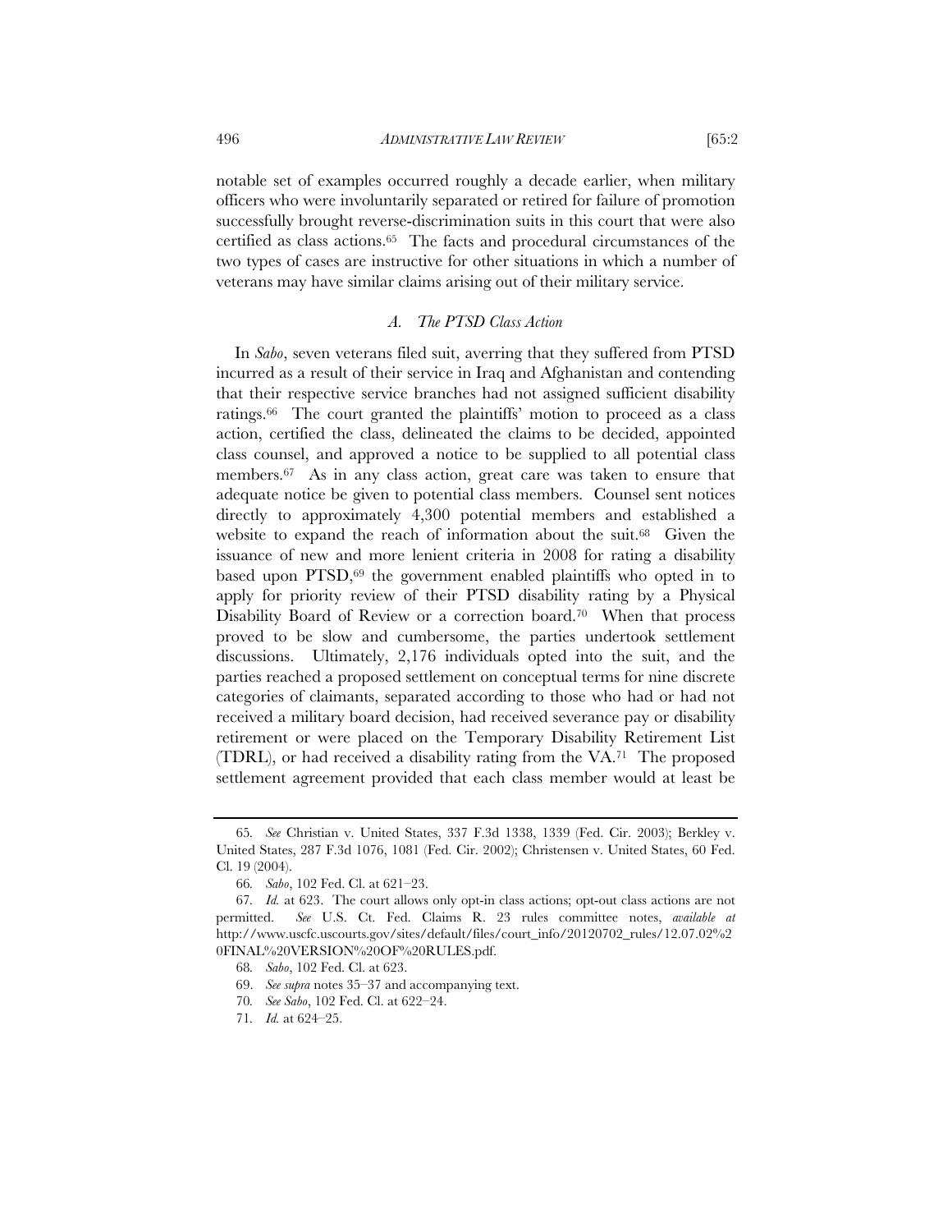notable set of examples occurred roughly a decade earlier, when military officers who were involuntarily separated or retired for failure of promotion successfully brought reverse-discrimination suits in this court that were also certified as class actions.[65] The facts and procedural circumstances of the two types of cases are instructive for other situations in which a number of veterans may have similar claims arising out of their military service.

### *A. The PTSD Class Action*

In *Sabo*, seven veterans filed suit, averring that they suffered from PTSD incurred as a result of their service in Iraq and Afghanistan and contending that their respective service branches had not assigned sufficient disability ratings.[66] The court granted the plaintiffs' motion to proceed as a class action, certified the class, delineated the claims to be decided, appointed class counsel, and approved a notice to be supplied to all potential class members.[67] As in any class action, great care was taken to ensure that adequate notice be given to potential class members. Counsel sent notices directly to approximately 4,300 potential members and established a website to expand the reach of information about the suit.[68] Given the issuance of new and more lenient criteria in 2008 for rating a disability based upon PTSD,[69] the government enabled plaintiffs who opted in to apply for priority review of their PTSD disability rating by a Physical Disability Board of Review or a correction board.[70] When that process proved to be slow and cumbersome, the parties undertook settlement discussions. Ultimately, 2,176 individuals opted into the suit, and the parties reached a proposed settlement on conceptual terms for nine discrete categories of claimants, separated according to those who had or had not received a military board decision, had received severance pay or disability retirement or were placed on the Temporary Disability Retirement List (TDRL), or had received a disability rating from the VA.[71] The proposed settlement agreement provided that each class member would at least be

---

65. *See* Christian v. United States, 337 F.3d 1338, 1339 (Fed. Cir. 2003); Berkley v. United States, 287 F.3d 1076, 1081 (Fed. Cir. 2002); Christensen v. United States, 60 Fed. Cl. 19 (2004).

66. *Sabo*, 102 Fed. Cl. at 621–23.

67. *Id.* at 623. The court allows only opt-in class actions; opt-out class actions are not permitted. *See* U.S. Ct. Fed. Claims R. 23 rules committee notes, *available at* http://www.uscfc.uscourts.gov/sites/default/files/court_info/20120702_rules/12.07.02%20FINAL%20VERSION%20OF%20RULES.pdf.

68. *Sabo*, 102 Fed. Cl. at 623.

69. *See supra* notes 35–37 and accompanying text.

70. *See Sabo*, 102 Fed. Cl. at 622–24.

71. *Id.* at 624–25.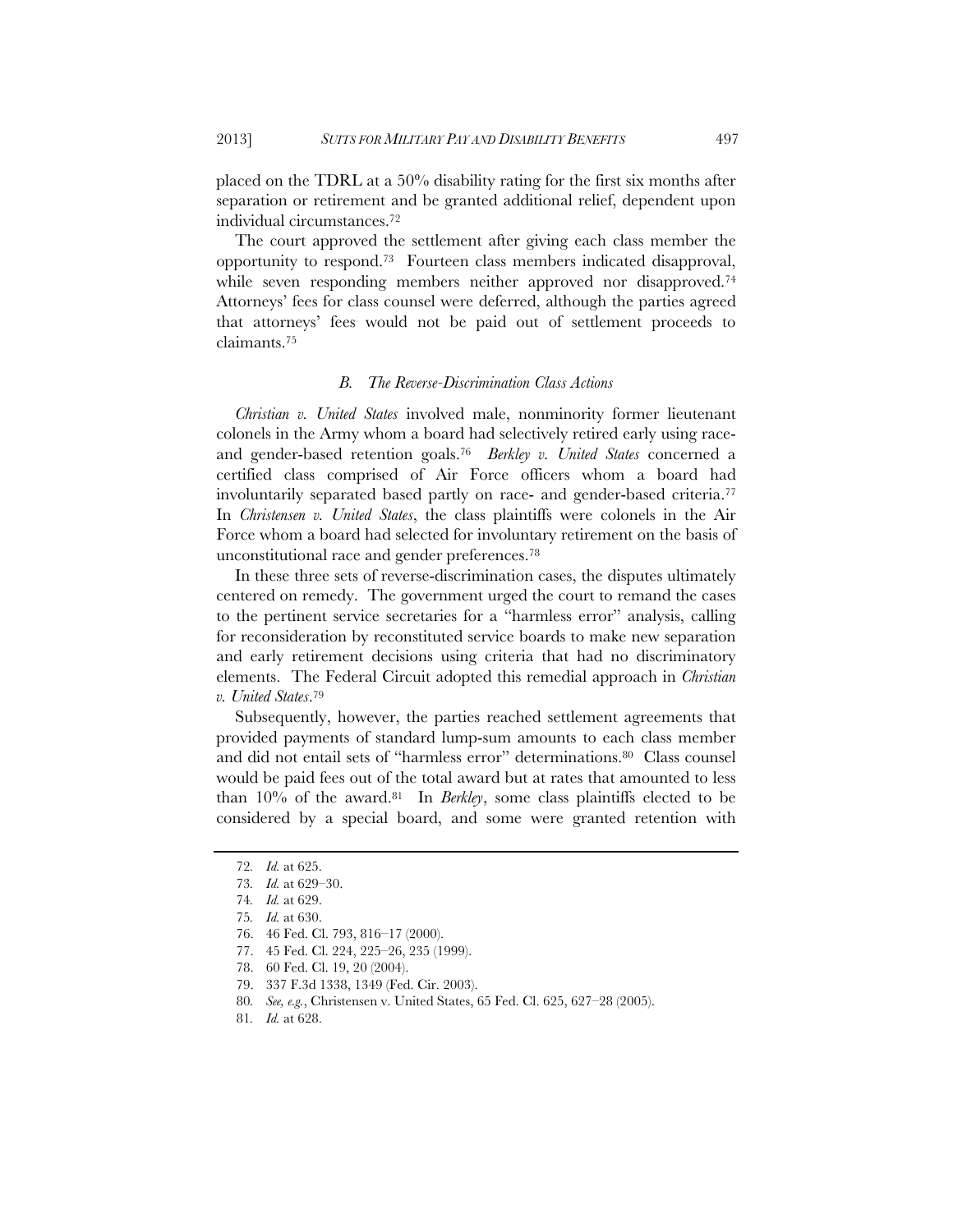placed on the TDRL at a 50% disability rating for the first six months after separation or retirement and be granted additional relief, dependent upon individual circumstances.[72]

The court approved the settlement after giving each class member the opportunity to respond.[73] Fourteen class members indicated disapproval, while seven responding members neither approved nor disapproved.[74] Attorneys' fees for class counsel were deferred, although the parties agreed that attorneys' fees would not be paid out of settlement proceeds to claimants.[75]

### *B. The Reverse-Discrimination Class Actions*

*Christian v. United States* involved male, nonminority former lieutenant colonels in the Army whom a board had selectively retired early using race- and gender-based retention goals.[76] *Berkley v. United States* concerned a certified class comprised of Air Force officers whom a board had involuntarily separated based partly on race- and gender-based criteria.[77] In *Christensen v. United States*, the class plaintiffs were colonels in the Air Force whom a board had selected for involuntary retirement on the basis of unconstitutional race and gender preferences.[78]

In these three sets of reverse-discrimination cases, the disputes ultimately centered on remedy. The government urged the court to remand the cases to the pertinent service secretaries for a "harmless error" analysis, calling for reconsideration by reconstituted service boards to make new separation and early retirement decisions using criteria that had no discriminatory elements. The Federal Circuit adopted this remedial approach in *Christian v. United States*.[79]

Subsequently, however, the parties reached settlement agreements that provided payments of standard lump-sum amounts to each class member and did not entail sets of "harmless error" determinations.[80] Class counsel would be paid fees out of the total award but at rates that amounted to less than 10% of the award.[81] In *Berkley*, some class plaintiffs elected to be considered by a special board, and some were granted retention with

---

72. *Id.* at 625.

73. *Id.* at 629–30.

74. *Id.* at 629.

75. *Id.* at 630.

76. 46 Fed. Cl. 793, 816–17 (2000).

77. 45 Fed. Cl. 224, 225–26, 235 (1999).

78. 60 Fed. Cl. 19, 20 (2004).

79. 337 F.3d 1338, 1349 (Fed. Cir. 2003).

80. *See, e.g.*, Christensen v. United States, 65 Fed. Cl. 625, 627–28 (2005).

81. *Id.* at 628.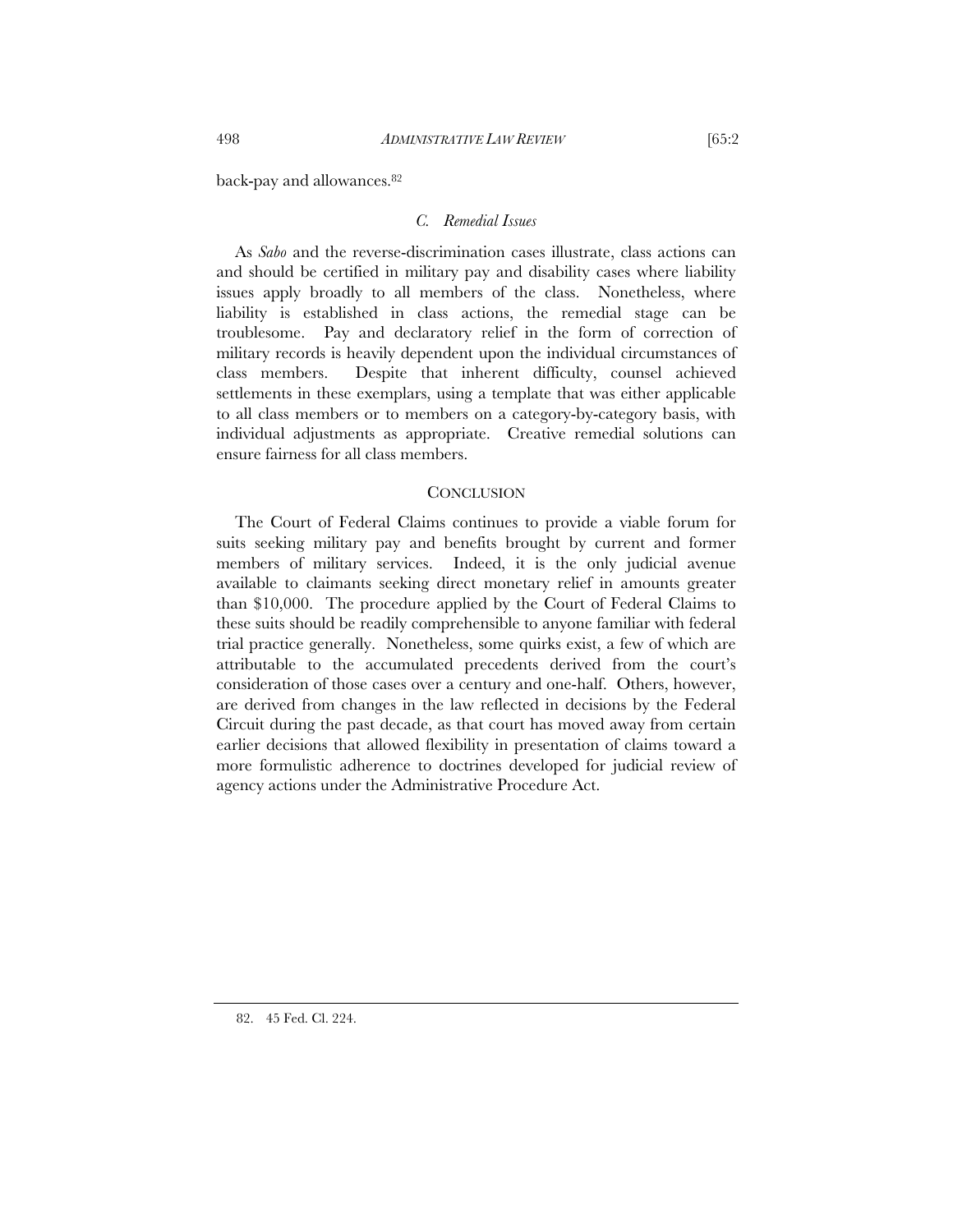back-pay and allowances.[82]

### *C. Remedial Issues*

As *Sabo* and the reverse-discrimination cases illustrate, class actions can and should be certified in military pay and disability cases where liability issues apply broadly to all members of the class. Nonetheless, where liability is established in class actions, the remedial stage can be troublesome. Pay and declaratory relief in the form of correction of military records is heavily dependent upon the individual circumstances of class members. Despite that inherent difficulty, counsel achieved settlements in these exemplars, using a template that was either applicable to all class members or to members on a category-by-category basis, with individual adjustments as appropriate. Creative remedial solutions can ensure fairness for all class members.

## CONCLUSION

The Court of Federal Claims continues to provide a viable forum for suits seeking military pay and benefits brought by current and former members of military services. Indeed, it is the only judicial avenue available to claimants seeking direct monetary relief in amounts greater than $10,000. The procedure applied by the Court of Federal Claims to these suits should be readily comprehensible to anyone familiar with federal trial practice generally. Nonetheless, some quirks exist, a few of which are attributable to the accumulated precedents derived from the court's consideration of those cases over a century and one-half. Others, however, are derived from changes in the law reflected in decisions by the Federal Circuit during the past decade, as that court has moved away from certain earlier decisions that allowed flexibility in presentation of claims toward a more formulistic adherence to doctrines developed for judicial review of agency actions under the Administrative Procedure Act.

82. 45 Fed. Cl. 224.